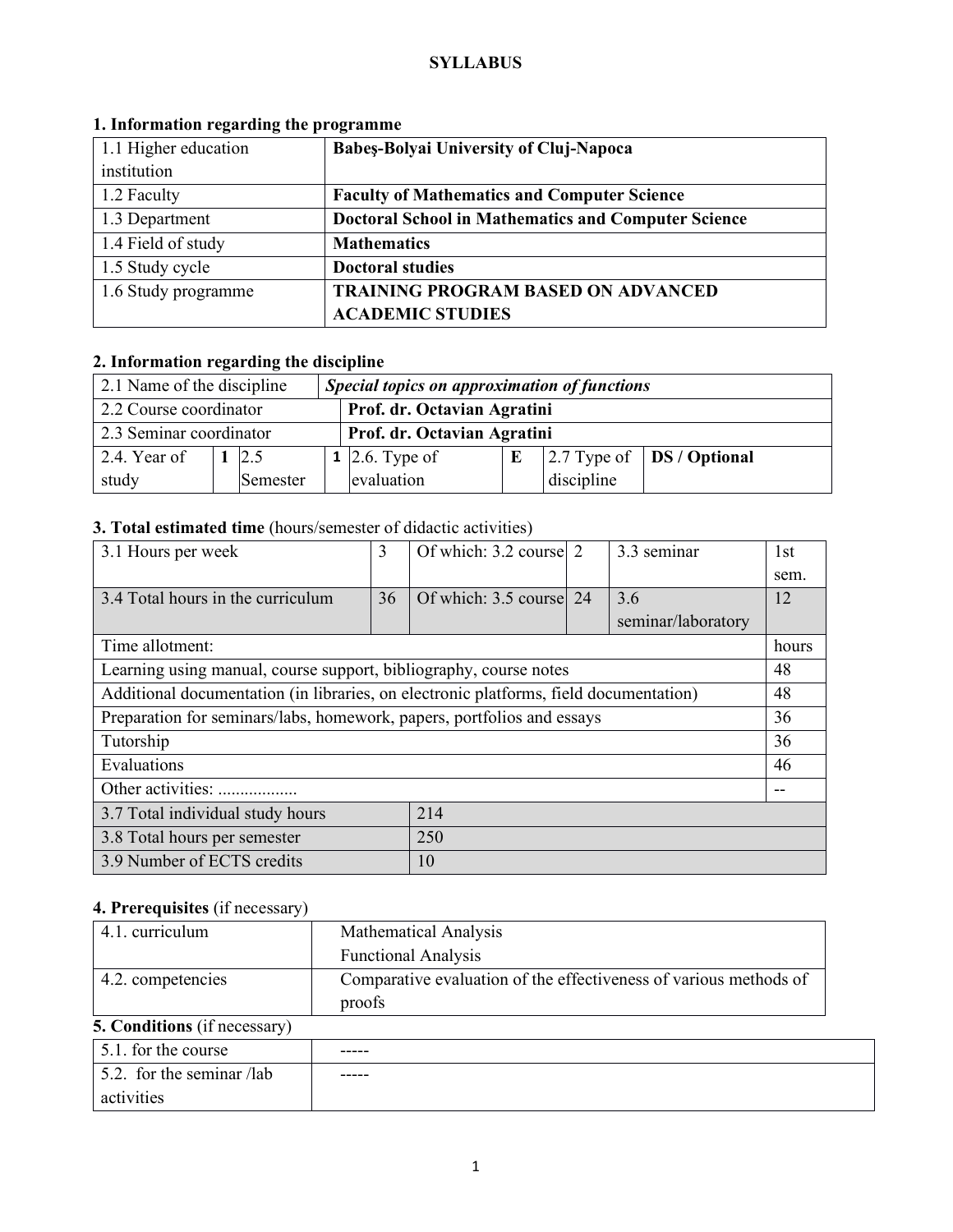**SYLLABUS**

## 1. Information regarding the programme

| | |
|---|---|
| 1.1 Higher education institution | **Babeş-Bolyai University of Cluj-Napoca** |
| 1.2 Faculty | **Faculty of Mathematics and Computer Science** |
| 1.3 Department | **Doctoral School in Mathematics and Computer Science** |
| 1.4 Field of study | **Mathematics** |
| 1.5 Study cycle | **Doctoral studies** |
| 1.6 Study programme | **TRAINING PROGRAM BASED ON ADVANCED ACADEMIC STUDIES** |

## 2. Information regarding the discipline

| | | | | | | | | |
|---|---|---|---|---|---|---|---|---|
| 2.1 Name of the discipline | | | ***Special topics on approximation of functions*** | | | | | |
| 2.2 Course coordinator | | | **Prof. dr. Octavian Agratini** | | | | | |
| 2.3 Seminar coordinator | | | **Prof. dr. Octavian Agratini** | | | | | |
| 2.4. Year of study | **1** | 2.5 Semester | **1** | 2.6. Type of evaluation | **E** | 2.7 Type of discipline | **DS / Optional** | |

## 3. Total estimated time (hours/semester of didactic activities)

| | | | | | |
|---|---|---|---|---|---|
| 3.1 Hours per week | 3 | Of which: 3.2 course | 2 | 3.3 seminar | 1st sem. |
| 3.4 Total hours in the curriculum | 36 | Of which: 3.5 course | 24 | 3.6 seminar/laboratory | 12 |
| Time allotment: | | | | | hours |
| Learning using manual, course support, bibliography, course notes | | | | | 48 |
| Additional documentation (in libraries, on electronic platforms, field documentation) | | | | | 48 |
| Preparation for seminars/labs, homework, papers, portfolios and essays | | | | | 36 |
| Tutorship | | | | | 36 |
| Evaluations | | | | | 46 |
| Other activities: .................. | | | | | -- |
| 3.7 Total individual study hours | 214 | | | | |
| 3.8 Total hours per semester | 250 | | | | |
| 3.9 Number of ECTS credits | 10 | | | | |

## 4. Prerequisites (if necessary)

| | |
|---|---|
| 4.1. curriculum | Mathematical Analysis<br>Functional Analysis |
| 4.2. competencies | Comparative evaluation of the effectiveness of various methods of proofs |

## 5. Conditions (if necessary)

| | |
|---|---|
| 5.1. for the course | ----- |
| 5.2. for the seminar /lab activities | ----- |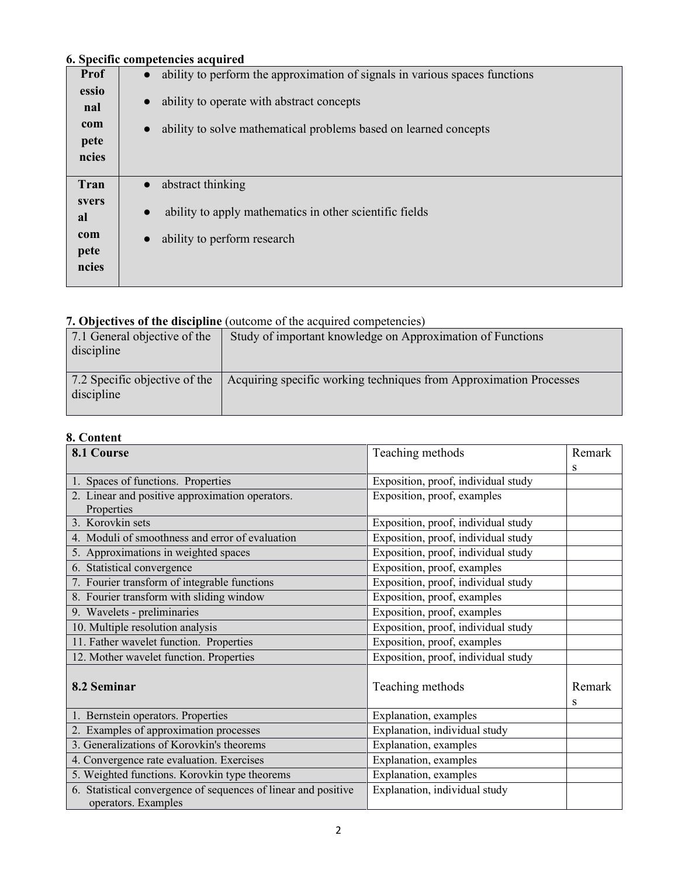**6. Specific competencies acquired**

| | |
|---|---|
| Professional competencies | • ability to perform the approximation of signals in various spaces functions<br>• ability to operate with abstract concepts<br>• ability to solve mathematical problems based on learned concepts |
| Transversal competencies | • abstract thinking<br>• ability to apply mathematics in other scientific fields<br>• ability to perform research |

**7. Objectives of the discipline** (outcome of the acquired competencies)

| | |
|---|---|
| 7.1 General objective of the discipline | Study of important knowledge on Approximation of Functions |
| 7.2 Specific objective of the discipline | Acquiring specific working techniques from Approximation Processes |

**8. Content**

| **8.1 Course** | Teaching methods | Remarks |
|---|---|---|
| 1. Spaces of functions. Properties | Exposition, proof, individual study | |
| 2. Linear and positive approximation operators. Properties | Exposition, proof, examples | |
| 3. Korovkin sets | Exposition, proof, individual study | |
| 4. Moduli of smoothness and error of evaluation | Exposition, proof, individual study | |
| 5. Approximations in weighted spaces | Exposition, proof, individual study | |
| 6. Statistical convergence | Exposition, proof, examples | |
| 7. Fourier transform of integrable functions | Exposition, proof, individual study | |
| 8. Fourier transform with sliding window | Exposition, proof, examples | |
| 9. Wavelets - preliminaries | Exposition, proof, examples | |
| 10. Multiple resolution analysis | Exposition, proof, individual study | |
| 11. Father wavelet function. Properties | Exposition, proof, examples | |
| 12. Mother wavelet function. Properties | Exposition, proof, individual study | |
| **8.2 Seminar** | Teaching methods | Remarks |
| 1. Bernstein operators. Properties | Explanation, examples | |
| 2. Examples of approximation processes | Explanation, individual study | |
| 3. Generalizations of Korovkin's theorems | Explanation, examples | |
| 4. Convergence rate evaluation. Exercises | Explanation, examples | |
| 5. Weighted functions. Korovkin type theorems | Explanation, examples | |
| 6. Statistical convergence of sequences of linear and positive operators. Examples | Explanation, individual study | |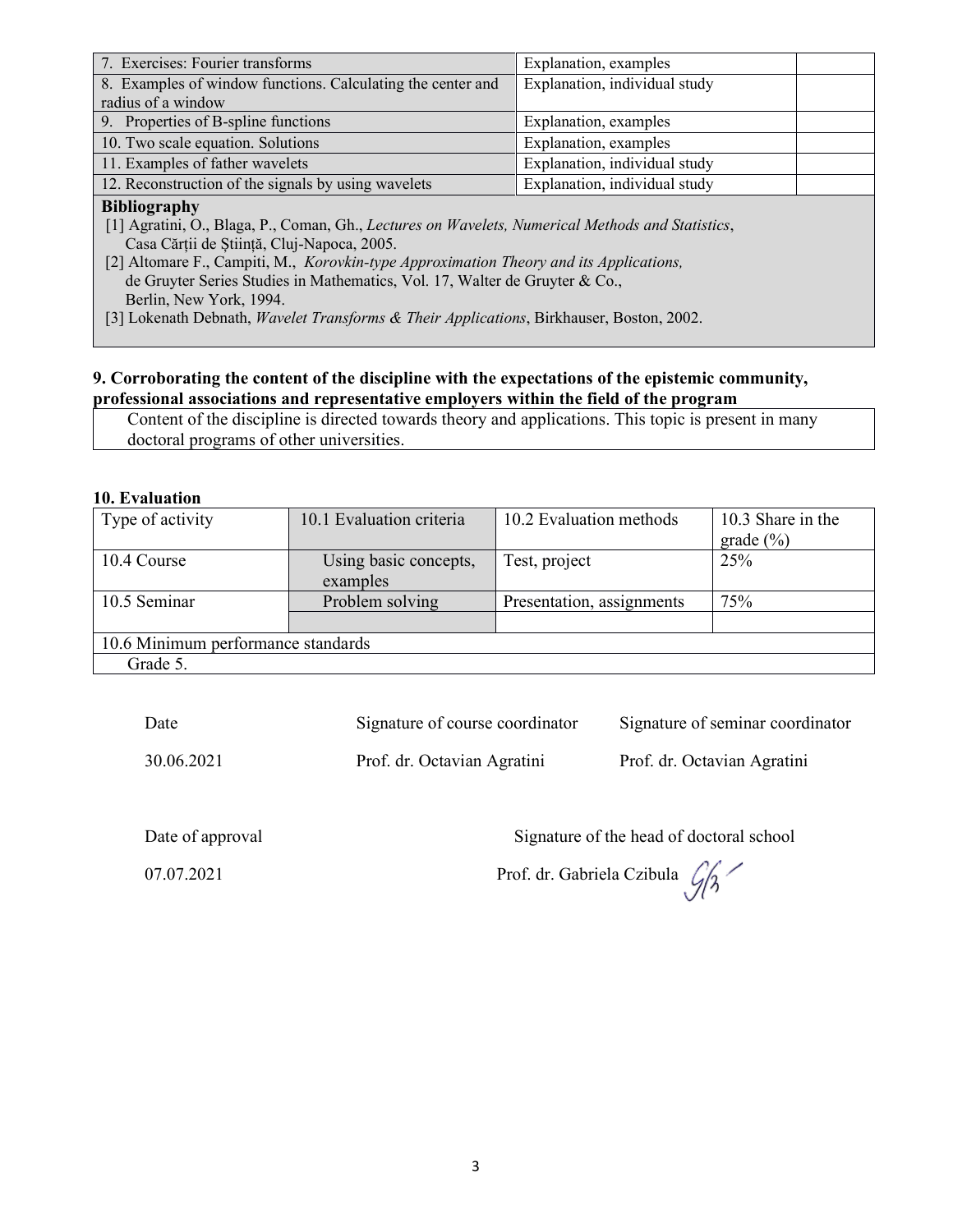| | | |
|---|---|---|
| 7. Exercises: Fourier transforms | Explanation, examples | |
| 8. Examples of window functions. Calculating the center and radius of a window | Explanation, individual study | |
| 9. Properties of B-spline functions | Explanation, examples | |
| 10. Two scale equation. Solutions | Explanation, examples | |
| 11. Examples of father wavelets | Explanation, individual study | |
| 12. Reconstruction of the signals by using wavelets | Explanation, individual study | |

**Bibliography**

[1] Agratini, O., Blaga, P., Coman, Gh., *Lectures on Wavelets, Numerical Methods and Statistics*, Casa Cărții de Știință, Cluj-Napoca, 2005.

[2] Altomare F., Campiti, M., *Korovkin-type Approximation Theory and its Applications,* de Gruyter Series Studies in Mathematics, Vol. 17, Walter de Gruyter & Co., Berlin, New York, 1994.

[3] Lokenath Debnath, *Wavelet Transforms & Their Applications*, Birkhauser, Boston, 2002.

## 9. Corroborating the content of the discipline with the expectations of the epistemic community, professional associations and representative employers within the field of the program

Content of the discipline is directed towards theory and applications. This topic is present in many doctoral programs of other universities.

## 10. Evaluation

| Type of activity | 10.1 Evaluation criteria | 10.2 Evaluation methods | 10.3 Share in the grade (%) |
|---|---|---|---|
| 10.4 Course | Using basic concepts, examples | Test, project | 25% |
| 10.5 Seminar | Problem solving | Presentation, assignments | 75% |
| | | | |
| 10.6 Minimum performance standards | | | |
| Grade 5. | | | |

| Date | Signature of course coordinator | Signature of seminar coordinator |
|---|---|---|
| 30.06.2021 | Prof. dr. Octavian Agratini | Prof. dr. Octavian Agratini |

| Date of approval | Signature of the head of doctoral school |
|---|---|
| 07.07.2021 | Prof. dr. Gabriela Czibula |